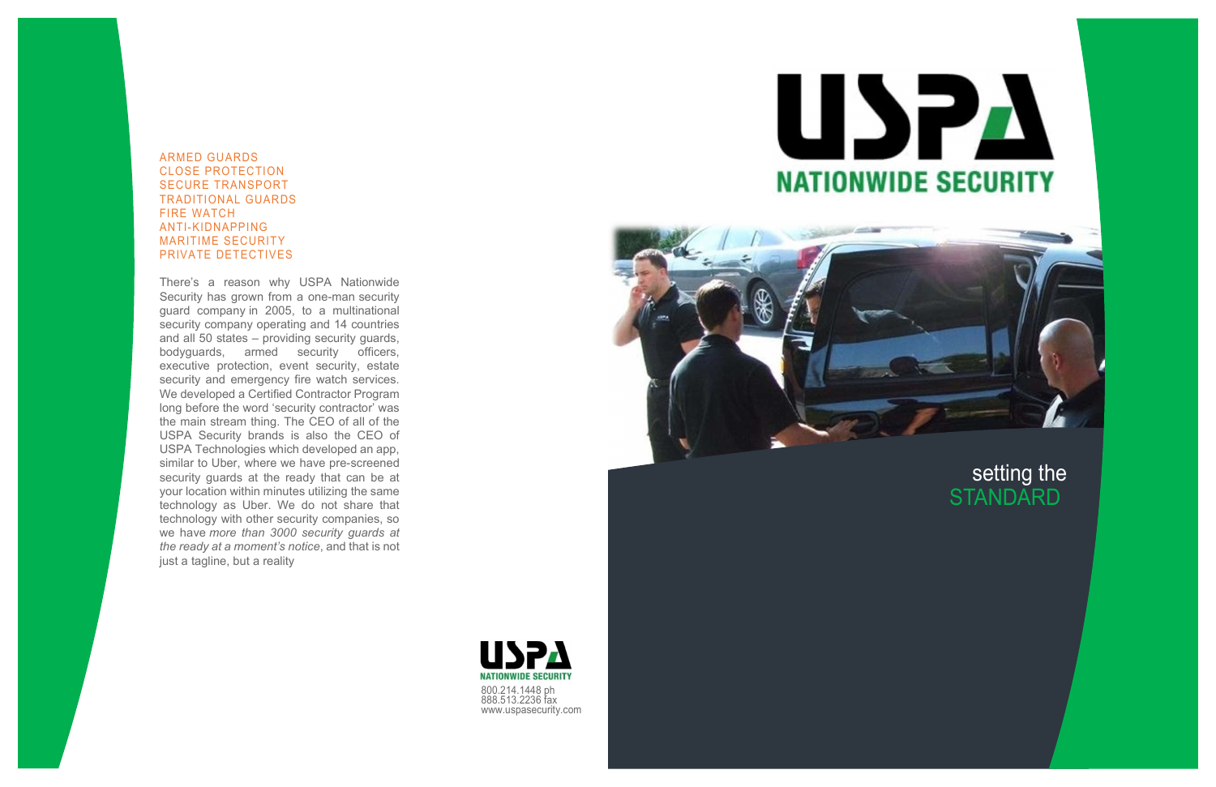ARMED GUARDS
CLOSE PROTECTION
SECURE TRANSPORT
TRADITIONAL GUARDS
FIRE WATCH
ANTI-KIDNAPPING
MARITIME SECURITY
PRIVATE DETECTIVES

There's a reason why USPA Nationwide Security has grown from a one-man security guard company in 2005, to a multinational security company operating and 14 countries and all 50 states – providing security guards, bodyguards, armed security officers, executive protection, event security, estate security and emergency fire watch services. We developed a Certified Contractor Program long before the word 'security contractor' was the main stream thing. The CEO of all of the USPA Security brands is also the CEO of USPA Technologies which developed an app, similar to Uber, where we have pre-screened security guards at the ready that can be at your location within minutes utilizing the same technology as Uber. We do not share that technology with other security companies, so we have *more than 3000 security guards at the ready at a moment's notice*, and that is not just a tagline, but a reality

USPA
NATIONWIDE SECURITY

800.214.1448 ph
888.513.2236 fax
www.uspasecurity.com

# USPA
## NATIONWIDE SECURITY

setting the
STANDARD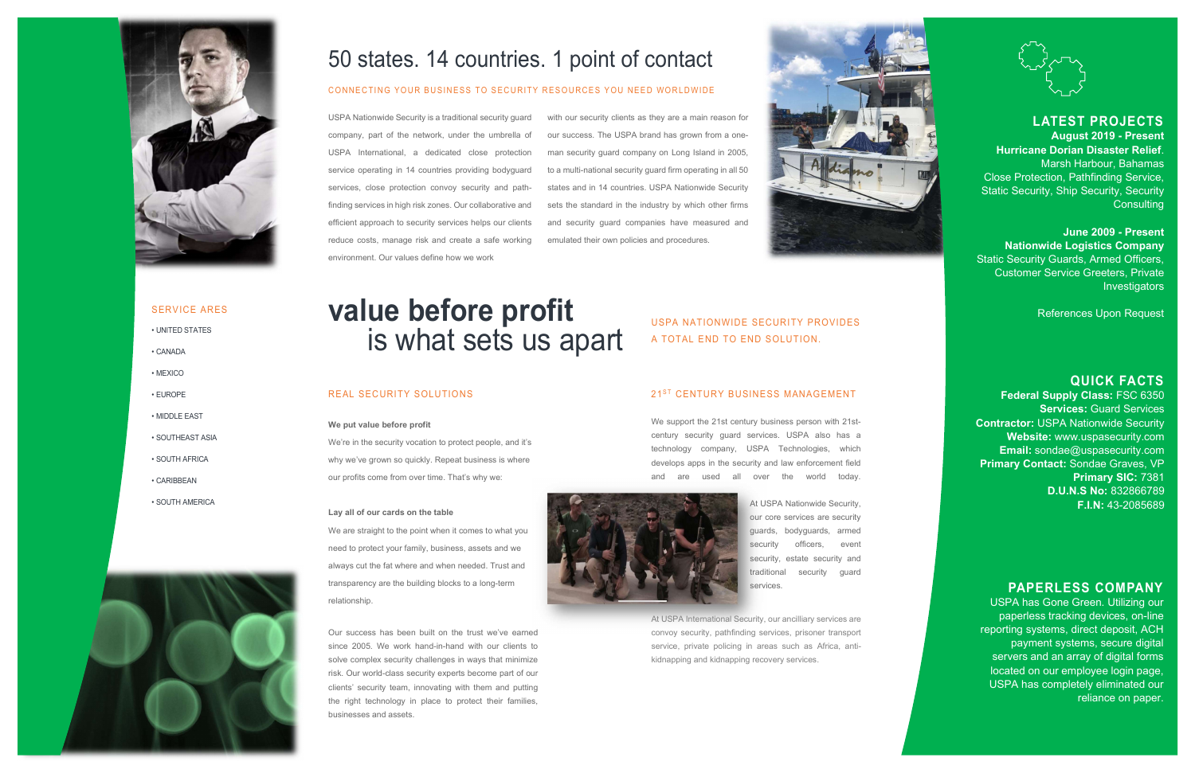# 50 states. 14 countries. 1 point of contact

## CONNECTING YOUR BUSINESS TO SECURITY RESOURCES YOU NEED WORLDWIDE

USPA Nationwide Security is a traditional security guard company, part of the network, under the umbrella of USPA International, a dedicated close protection service operating in 14 countries providing bodyguard services, close protection convoy security and path-finding services in high risk zones. Our collaborative and efficient approach to security services helps our clients reduce costs, manage risk and create a safe working environment. Our values define how we work with our security clients as they are a main reason for our success. The USPA brand has grown from a one-man security guard company on Long Island in 2005, to a multi-national security guard firm operating in all 50 states and in 14 countries. USPA Nationwide Security sets the standard in the industry by which other firms and security guard companies have measured and emulated their own policies and procedures.

## SERVICE ARES

- UNITED STATES
- CANADA
- MEXICO
- EUROPE
- MIDDLE EAST
- SOUTHEAST ASIA
- SOUTH AFRICA
- CARIBBEAN
- SOUTH AMERICA

# value before profit
## is what sets us apart

USPA NATIONWIDE SECURITY PROVIDES A TOTAL END TO END SOLUTION.

## REAL SECURITY SOLUTIONS

**We put value before profit**

We're in the security vocation to protect people, and it's why we've grown so quickly. Repeat business is where our profits come from over time. That's why we:

**Lay all of our cards on the table**

We are straight to the point when it comes to what you need to protect your family, business, assets and we always cut the fat where and when needed. Trust and transparency are the building blocks to a long-term relationship.

Our success has been built on the trust we've earned since 2005. We work hand-in-hand with our clients to solve complex security challenges in ways that minimize risk. Our world-class security experts become part of our clients' security team, innovating with them and putting the right technology in place to protect their families, businesses and assets.

## 21ST CENTURY BUSINESS MANAGEMENT

We support the 21st century business person with 21st-century security guard services. USPA also has a technology company, USPA Technologies, which develops apps in the security and law enforcement field and are used all over the world today.

At USPA Nationwide Security, our core services are security guards, bodyguards, armed security officers, event security, estate security and traditional security guard services.

At USPA International Security, our ancilliary services are convoy security, pathfinding services, prisoner transport service, private policing in areas such as Africa, anti-kidnapping and kidnapping recovery services.

## LATEST PROJECTS

**August 2019 - Present**
**Hurricane Dorian Disaster Relief**.
Marsh Harbour, Bahamas
Close Protection, Pathfinding Service, Static Security, Ship Security, Security Consulting

**June 2009 - Present**
**Nationwide Logistics Company**
Static Security Guards, Armed Officers, Customer Service Greeters, Private Investigators

References Upon Request

## QUICK FACTS

**Federal Supply Class:** FSC 6350
**Services:** Guard Services
**Contractor:** USPA Nationwide Security
**Website:** www.uspasecurity.com
**Email:** sondae@uspasecurity.com
**Primary Contact:** Sondae Graves, VP
**Primary SIC:** 7381
**D.U.N.S No:** 832866789
**F.I.N:** 43-2085689

## PAPERLESS COMPANY

USPA has Gone Green. Utilizing our paperless tracking devices, on-line reporting systems, direct deposit, ACH payment systems, secure digital servers and an array of digital forms located on our employee login page, USPA has completely eliminated our reliance on paper.